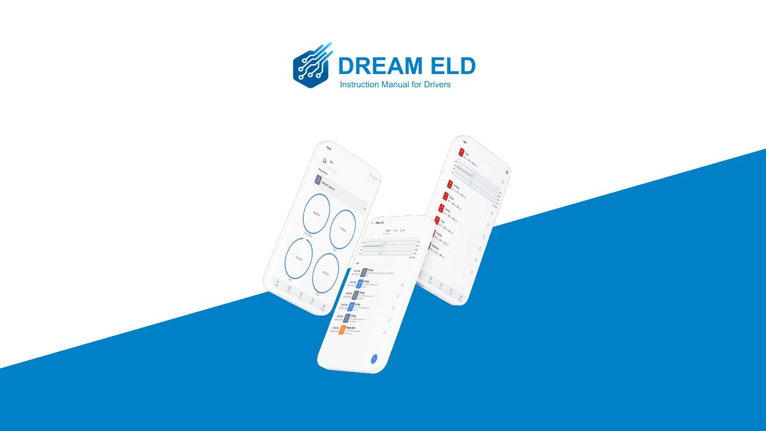# DREAM ELD

Instruction Manual for Drivers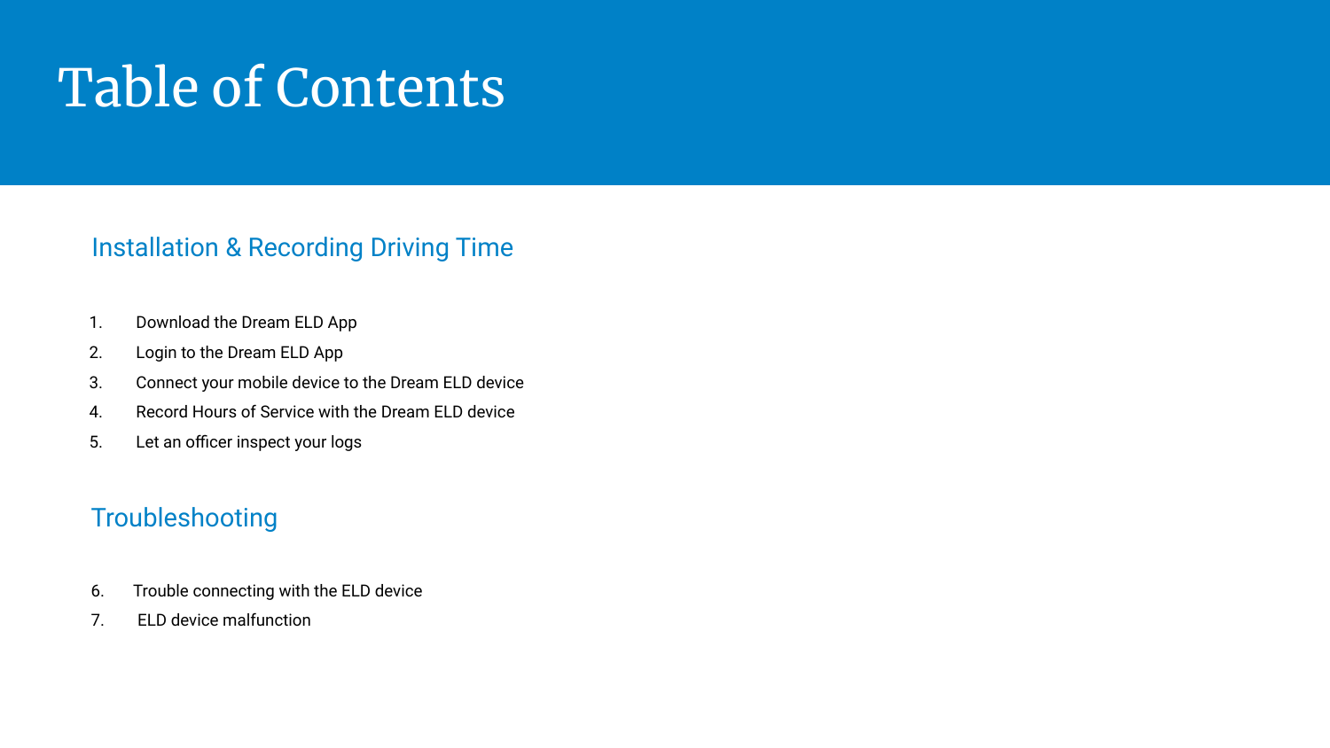# Table of Contents

## Installation & Recording Driving Time

1. Download the Dream ELD App
2. Login to the Dream ELD App
3. Connect your mobile device to the Dream ELD device
4. Record Hours of Service with the Dream ELD device
5. Let an officer inspect your logs

## Troubleshooting

6. Trouble connecting with the ELD device
7. ELD device malfunction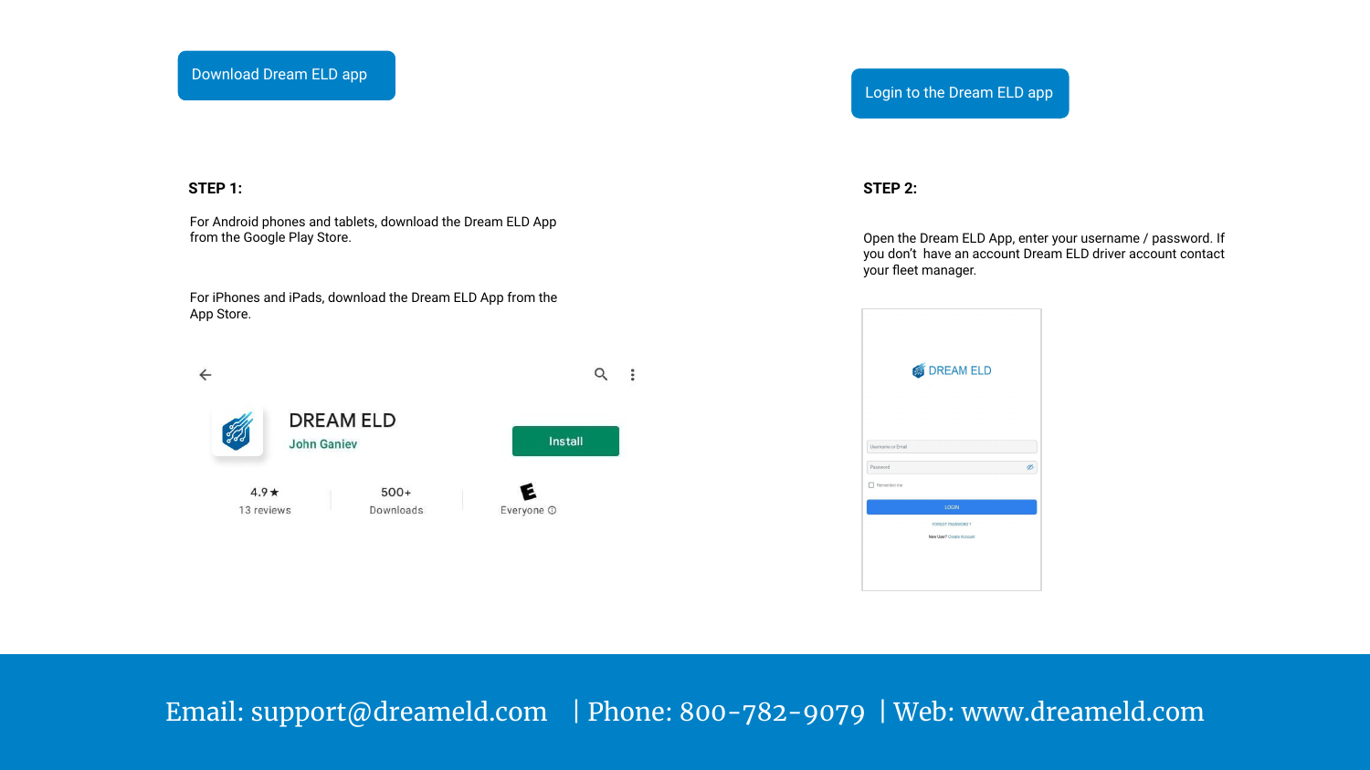Download Dream ELD app

Login to the Dream ELD app

**STEP 1:**

For Android phones and tablets, download the Dream ELD App from the Google Play Store.

For iPhones and iPads, download the Dream ELD App from the App Store.

DREAM ELD

John Ganiev

Install

4.9★
13 reviews

500+
Downloads

Everyone

**STEP 2:**

Open the Dream ELD App, enter your username / password. If you don't have an account Dream ELD driver account contact your fleet manager.

DREAM ELD

Username or Email

Password

Remember me

LOGIN

FORGOT PASSWORD ?

New User? Create Account

Email: support@dreameld.com | Phone: 800-782-9079 | Web: www.dreameld.com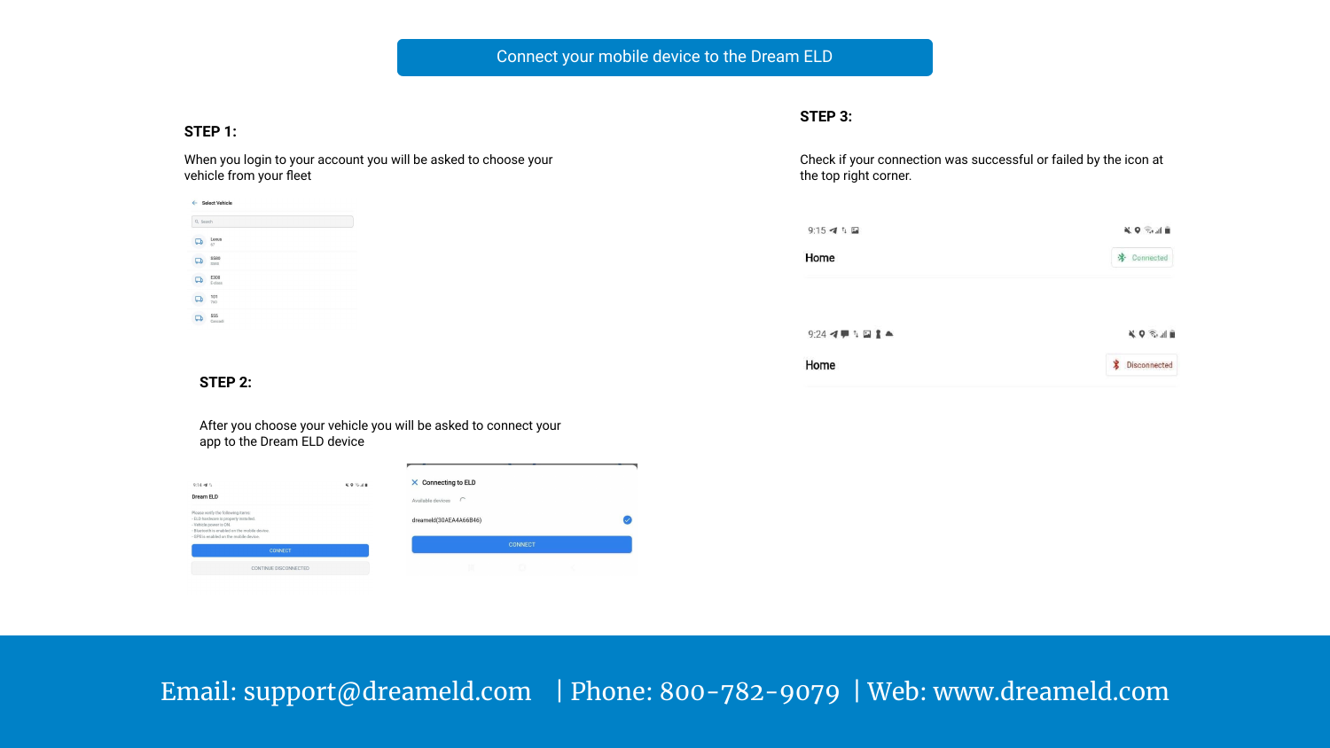# Connect your mobile device to the Dream ELD

**STEP 1:**

When you login to your account you will be asked to choose your vehicle from your fleet

**STEP 2:**

After you choose your vehicle you will be asked to connect your app to the Dream ELD device

**STEP 3:**

Check if your connection was successful or failed by the icon at the top right corner.

Email: support@dreameld.com | Phone: 800-782-9079 | Web: www.dreameld.com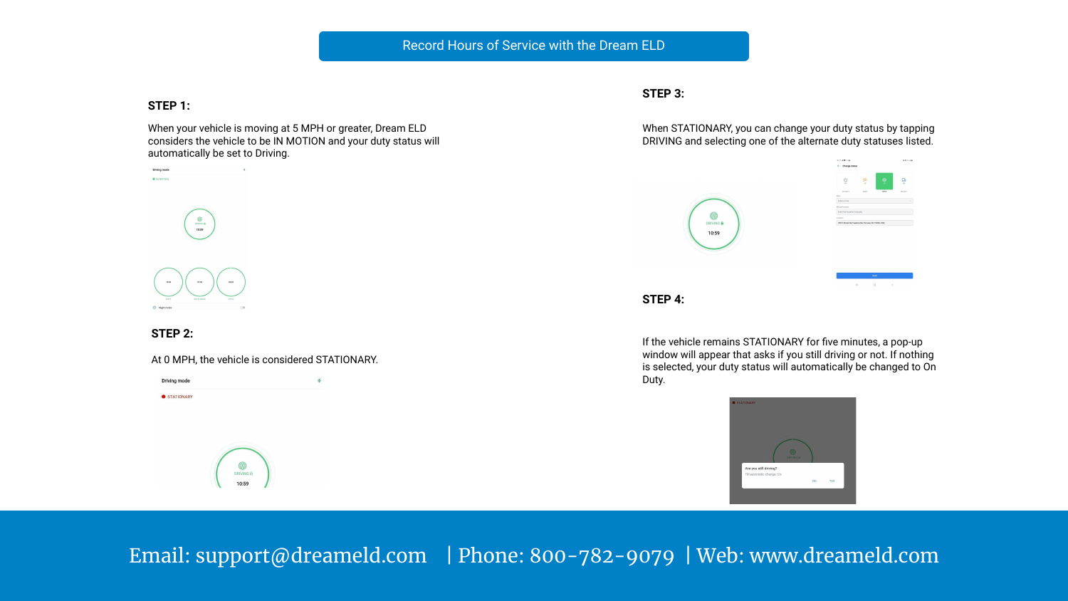# Record Hours of Service with the Dream ELD

### STEP 1:

When your vehicle is moving at 5 MPH or greater, Dream ELD considers the vehicle to be IN MOTION and your duty status will automatically be set to Driving.

### STEP 2:

At 0 MPH, the vehicle is considered STATIONARY.

### STEP 3:

When STATIONARY, you can change your duty status by tapping DRIVING and selecting one of the alternate duty statuses listed.

### STEP 4:

If the vehicle remains STATIONARY for five minutes, a pop-up window will appear that asks if you still driving or not. If nothing is selected, your duty status will automatically be changed to On Duty.

Email: support@dreameld.com | Phone: 800-782-9079 | Web: www.dreameld.com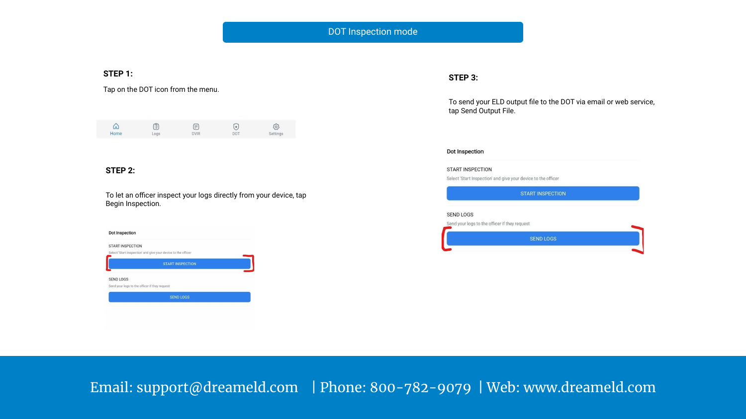# DOT Inspection mode

**STEP 1:**

Tap on the DOT icon from the menu.

Home Logs DVIR DOT Settings

**STEP 2:**

To let an officer inspect your logs directly from your device, tap Begin Inspection.

Dot Inspection

START INSPECTION

Select 'Start Inspection' and give your device to the officer

START INSPECTION

SEND LOGS

Send your logs to the officer if they request

SEND LOGS

**STEP 3:**

To send your ELD output file to the DOT via email or web service, tap Send Output File.

Dot Inspection

START INSPECTION

Select 'Start Inspection' and give your device to the officer

START INSPECTION

SEND LOGS

Send your logs to the officer if they request

SEND LOGS

Email: support@dreameld.com | Phone: 800-782-9079 | Web: www.dreameld.com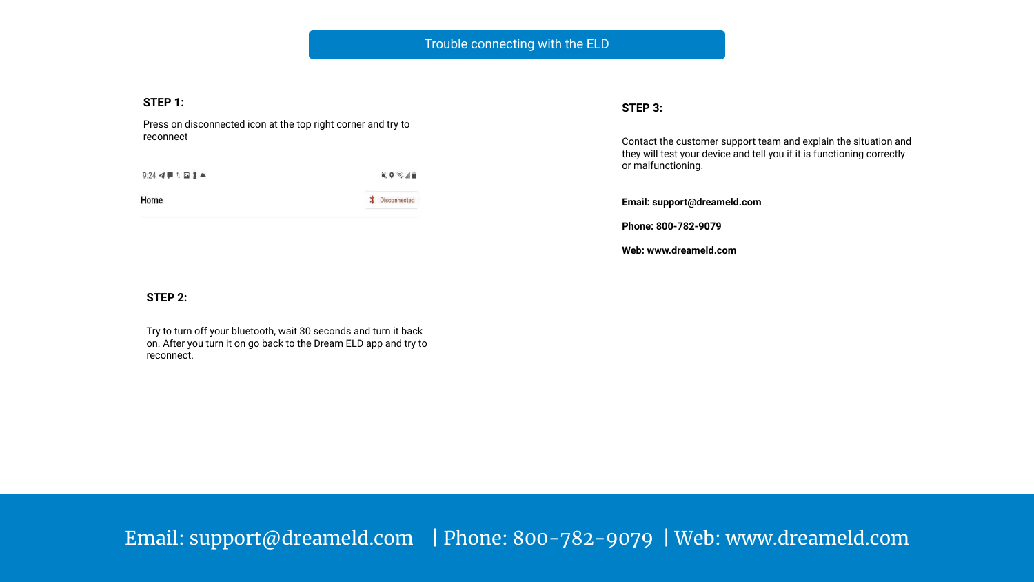# Trouble connecting with the ELD

### STEP 1:

Press on disconnected icon at the top right corner and try to reconnect

9:24

Home — Disconnected

### STEP 2:

Try to turn off your bluetooth, wait 30 seconds and turn it back on. After you turn it on go back to the Dream ELD app and try to reconnect.

### STEP 3:

Contact the customer support team and explain the situation and they will test your device and tell you if it is functioning correctly or malfunctioning.

**Email: support@dreameld.com**

**Phone: 800-782-9079**

**Web: www.dreameld.com**

Email: support@dreameld.com | Phone: 800-782-9079 | Web: www.dreameld.com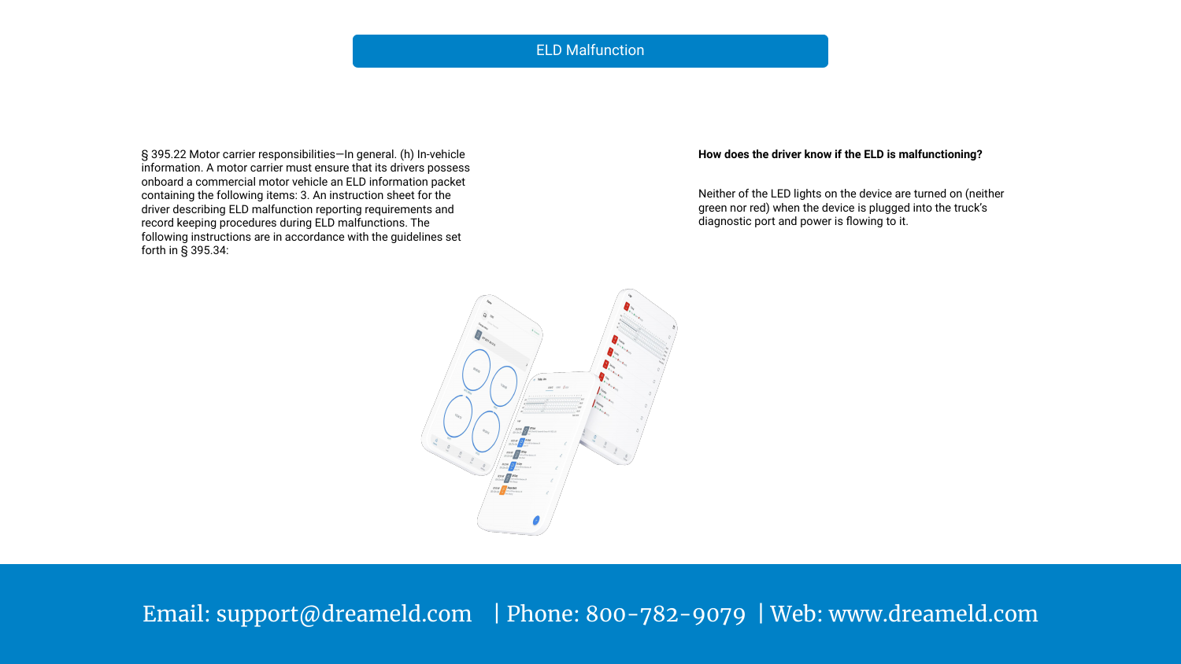# ELD Malfunction

§ 395.22 Motor carrier responsibilities—In general. (h) In-vehicle information. A motor carrier must ensure that its drivers possess onboard a commercial motor vehicle an ELD information packet containing the following items: 3. An instruction sheet for the driver describing ELD malfunction reporting requirements and record keeping procedures during ELD malfunctions. The following instructions are in accordance with the guidelines set forth in § 395.34:

**How does the driver know if the ELD is malfunctioning?**

Neither of the LED lights on the device are turned on (neither green nor red) when the device is plugged into the truck's diagnostic port and power is flowing to it.

Email: support@dreameld.com | Phone: 800-782-9079 | Web: www.dreameld.com